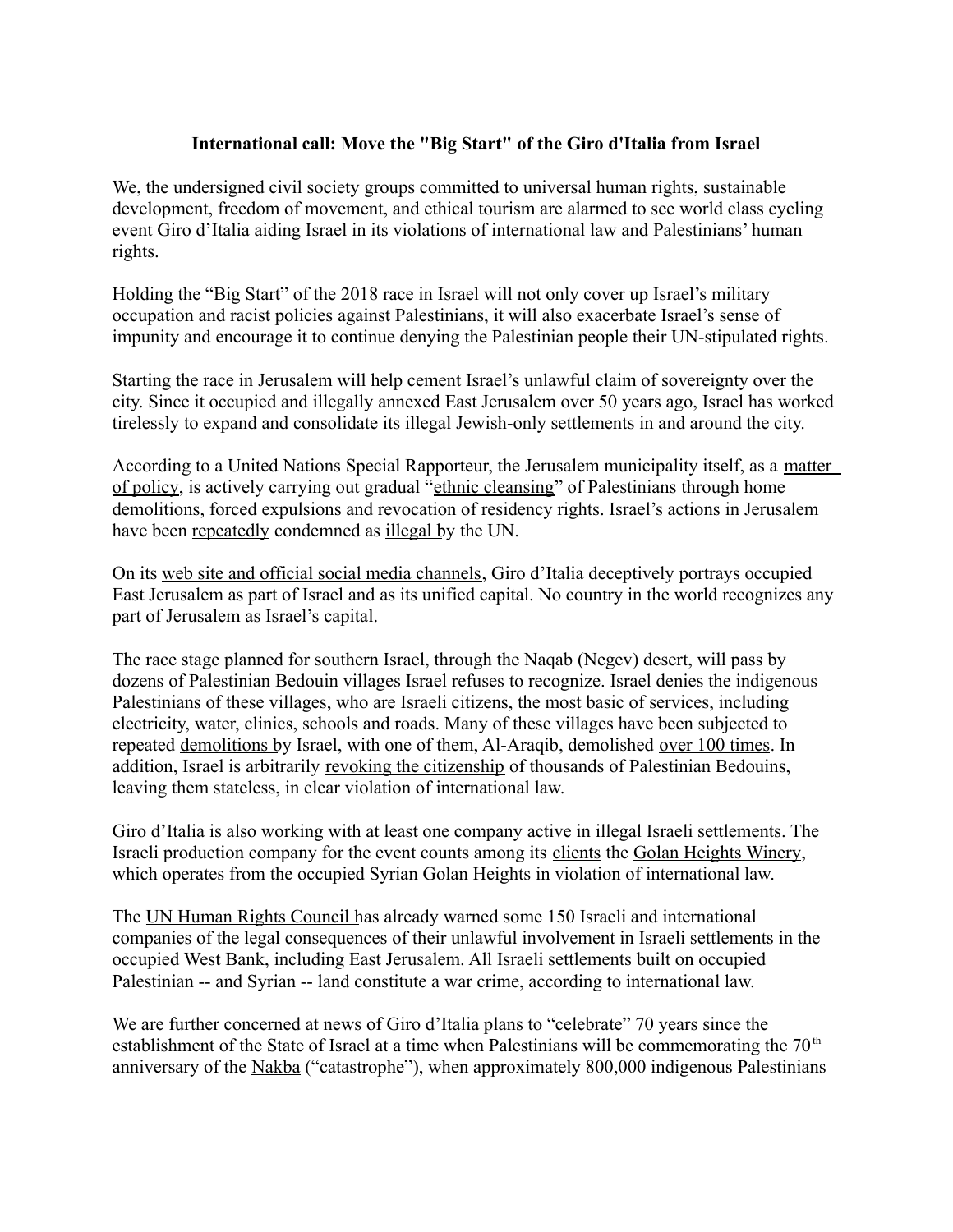**International call: Move the "Big Start" of the Giro d'Italia from Israel**

We, the undersigned civil society groups committed to universal human rights, sustainable development, freedom of movement, and ethical tourism are alarmed to see world class cycling event Giro d'Italia aiding Israel in its violations of international law and Palestinians' human rights.

Holding the "Big Start" of the 2018 race in Israel will not only cover up Israel's military occupation and racist policies against Palestinians, it will also exacerbate Israel's sense of impunity and encourage it to continue denying the Palestinian people their UN-stipulated rights.

Starting the race in Jerusalem will help cement Israel's unlawful claim of sovereignty over the city. Since it occupied and illegally annexed East Jerusalem over 50 years ago, Israel has worked tirelessly to expand and consolidate its illegal Jewish-only settlements in and around the city.

According to a United Nations Special Rapporteur, the Jerusalem municipality itself, as a matter of policy, is actively carrying out gradual "ethnic cleansing" of Palestinians through home demolitions, forced expulsions and revocation of residency rights. Israel's actions in Jerusalem have been repeatedly condemned as illegal by the UN.

On its web site and official social media channels, Giro d'Italia deceptively portrays occupied East Jerusalem as part of Israel and as its unified capital. No country in the world recognizes any part of Jerusalem as Israel's capital.

The race stage planned for southern Israel, through the Naqab (Negev) desert, will pass by dozens of Palestinian Bedouin villages Israel refuses to recognize. Israel denies the indigenous Palestinians of these villages, who are Israeli citizens, the most basic of services, including electricity, water, clinics, schools and roads. Many of these villages have been subjected to repeated demolitions by Israel, with one of them, Al-Araqib, demolished over 100 times. In addition, Israel is arbitrarily revoking the citizenship of thousands of Palestinian Bedouins, leaving them stateless, in clear violation of international law.

Giro d'Italia is also working with at least one company active in illegal Israeli settlements. The Israeli production company for the event counts among its clients the Golan Heights Winery, which operates from the occupied Syrian Golan Heights in violation of international law.

The UN Human Rights Council has already warned some 150 Israeli and international companies of the legal consequences of their unlawful involvement in Israeli settlements in the occupied West Bank, including East Jerusalem. All Israeli settlements built on occupied Palestinian -- and Syrian -- land constitute a war crime, according to international law.

We are further concerned at news of Giro d'Italia plans to "celebrate" 70 years since the establishment of the State of Israel at a time when Palestinians will be commemorating the 70th anniversary of the Nakba ("catastrophe"), when approximately 800,000 indigenous Palestinians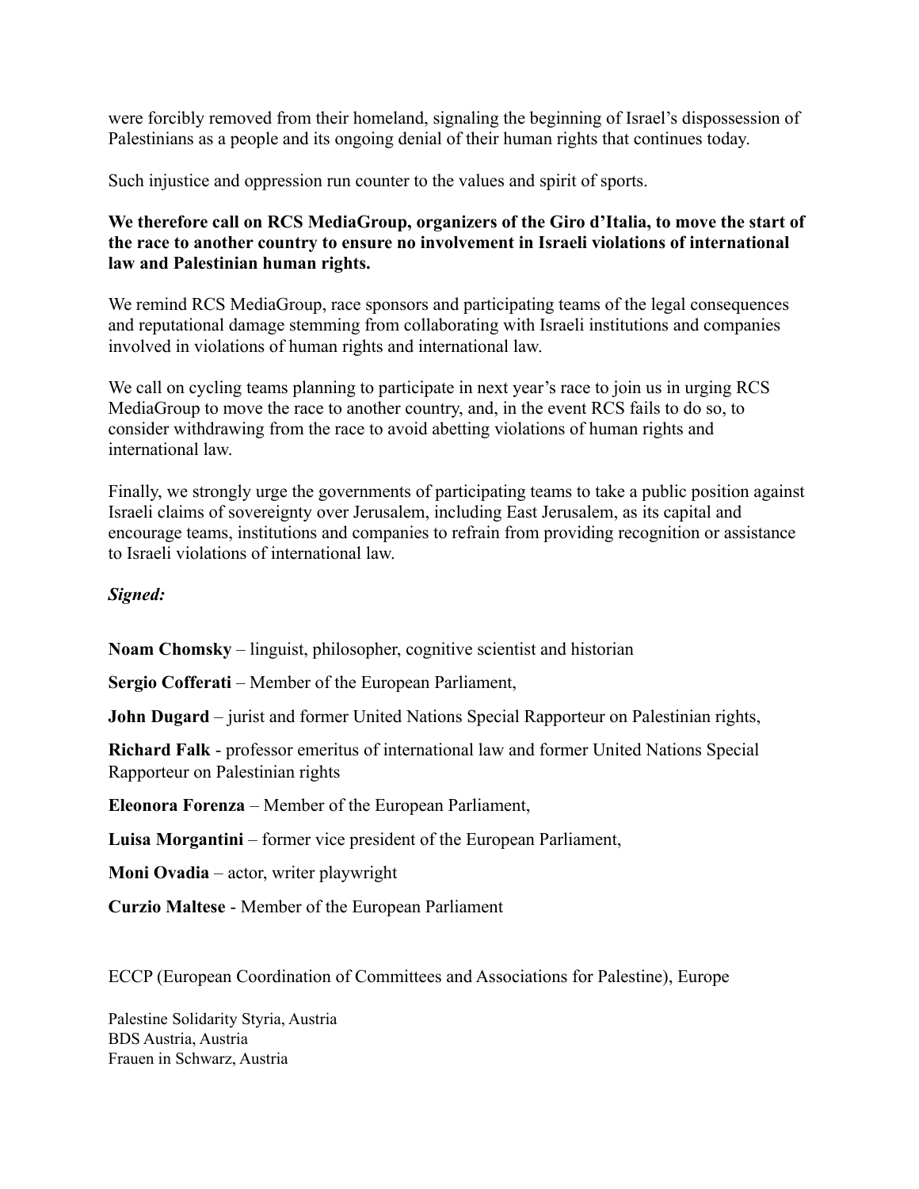were forcibly removed from their homeland, signaling the beginning of Israel's dispossession of Palestinians as a people and its ongoing denial of their human rights that continues today.

Such injustice and oppression run counter to the values and spirit of sports.

**We therefore call on RCS MediaGroup, organizers of the Giro d'Italia, to move the start of the race to another country to ensure no involvement in Israeli violations of international law and Palestinian human rights.**

We remind RCS MediaGroup, race sponsors and participating teams of the legal consequences and reputational damage stemming from collaborating with Israeli institutions and companies involved in violations of human rights and international law.

We call on cycling teams planning to participate in next year's race to join us in urging RCS MediaGroup to move the race to another country, and, in the event RCS fails to do so, to consider withdrawing from the race to avoid abetting violations of human rights and international law.

Finally, we strongly urge the governments of participating teams to take a public position against Israeli claims of sovereignty over Jerusalem, including East Jerusalem, as its capital and encourage teams, institutions and companies to refrain from providing recognition or assistance to Israeli violations of international law.

***Signed:***

**Noam Chomsky** – linguist, philosopher, cognitive scientist and historian

**Sergio Cofferati** – Member of the European Parliament,

**John Dugard** – jurist and former United Nations Special Rapporteur on Palestinian rights,

**Richard Falk** - professor emeritus of international law and former United Nations Special Rapporteur on Palestinian rights

**Eleonora Forenza** – Member of the European Parliament,

**Luisa Morgantini** – former vice president of the European Parliament,

**Moni Ovadia** – actor, writer playwright

**Curzio Maltese** - Member of the European Parliament

ECCP (European Coordination of Committees and Associations for Palestine), Europe

Palestine Solidarity Styria, Austria
BDS Austria, Austria
Frauen in Schwarz, Austria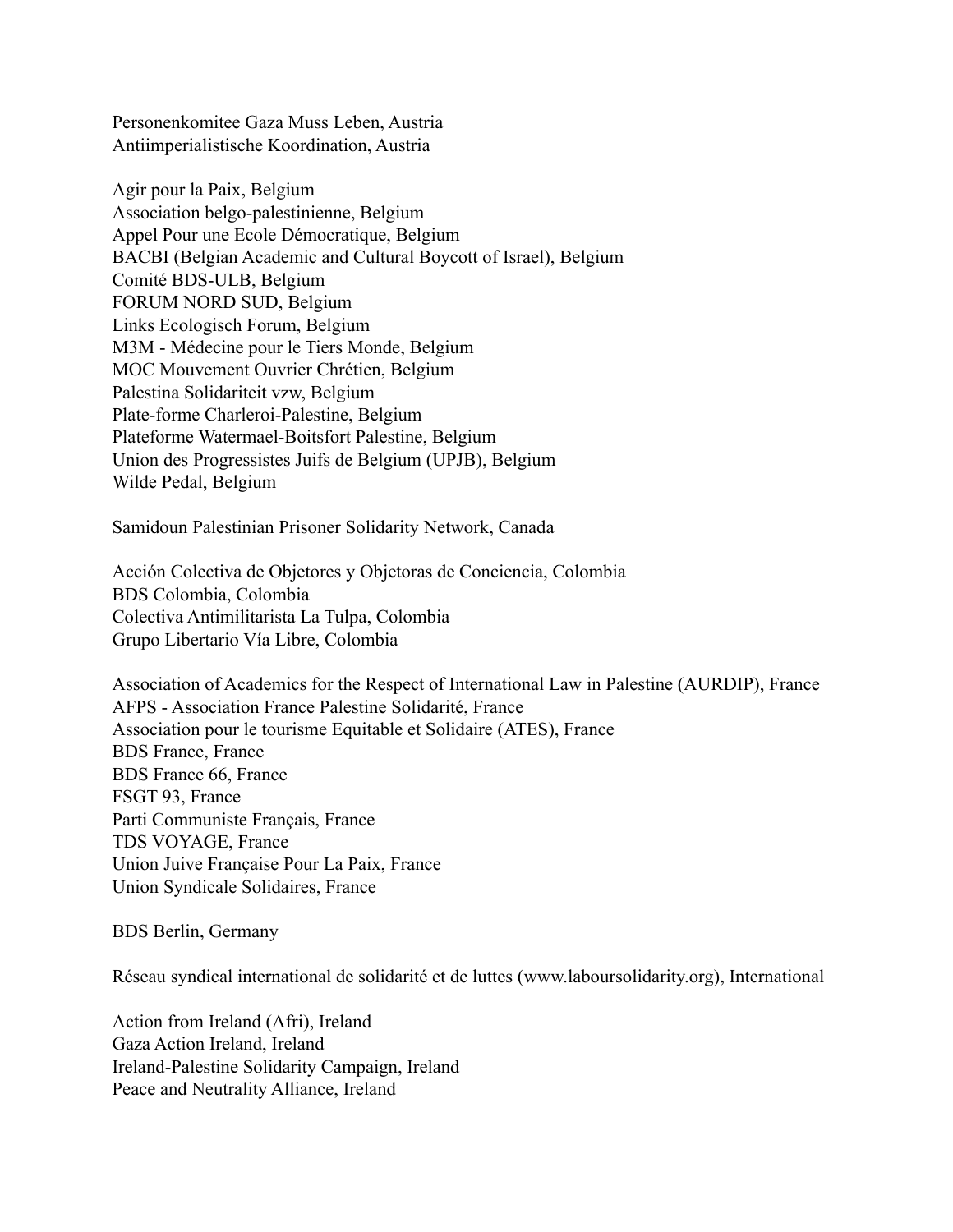Personenkomitee Gaza Muss Leben, Austria
Antiimperialistische Koordination, Austria

Agir pour la Paix, Belgium
Association belgo-palestinienne, Belgium
Appel Pour une Ecole Démocratique, Belgium
BACBI (Belgian Academic and Cultural Boycott of Israel), Belgium
Comité BDS-ULB, Belgium
FORUM NORD SUD, Belgium
Links Ecologisch Forum, Belgium
M3M - Médecine pour le Tiers Monde, Belgium
MOC Mouvement Ouvrier Chrétien, Belgium
Palestina Solidariteit vzw, Belgium
Plate-forme Charleroi-Palestine, Belgium
Plateforme Watermael-Boitsfort Palestine, Belgium
Union des Progressistes Juifs de Belgium (UPJB), Belgium
Wilde Pedal, Belgium

Samidoun Palestinian Prisoner Solidarity Network, Canada

Acción Colectiva de Objetores y Objetoras de Conciencia, Colombia
BDS Colombia, Colombia
Colectiva Antimilitarista La Tulpa, Colombia
Grupo Libertario Vía Libre, Colombia

Association of Academics for the Respect of International Law in Palestine (AURDIP), France
AFPS - Association France Palestine Solidarité, France
Association pour le tourisme Equitable et Solidaire (ATES), France
BDS France, France
BDS France 66, France
FSGT 93, France
Parti Communiste Français, France
TDS VOYAGE, France
Union Juive Française Pour La Paix, France
Union Syndicale Solidaires, France

BDS Berlin, Germany

Réseau syndical international de solidarité et de luttes (www.laboursolidarity.org), International

Action from Ireland (Afri), Ireland
Gaza Action Ireland, Ireland
Ireland-Palestine Solidarity Campaign, Ireland
Peace and Neutrality Alliance, Ireland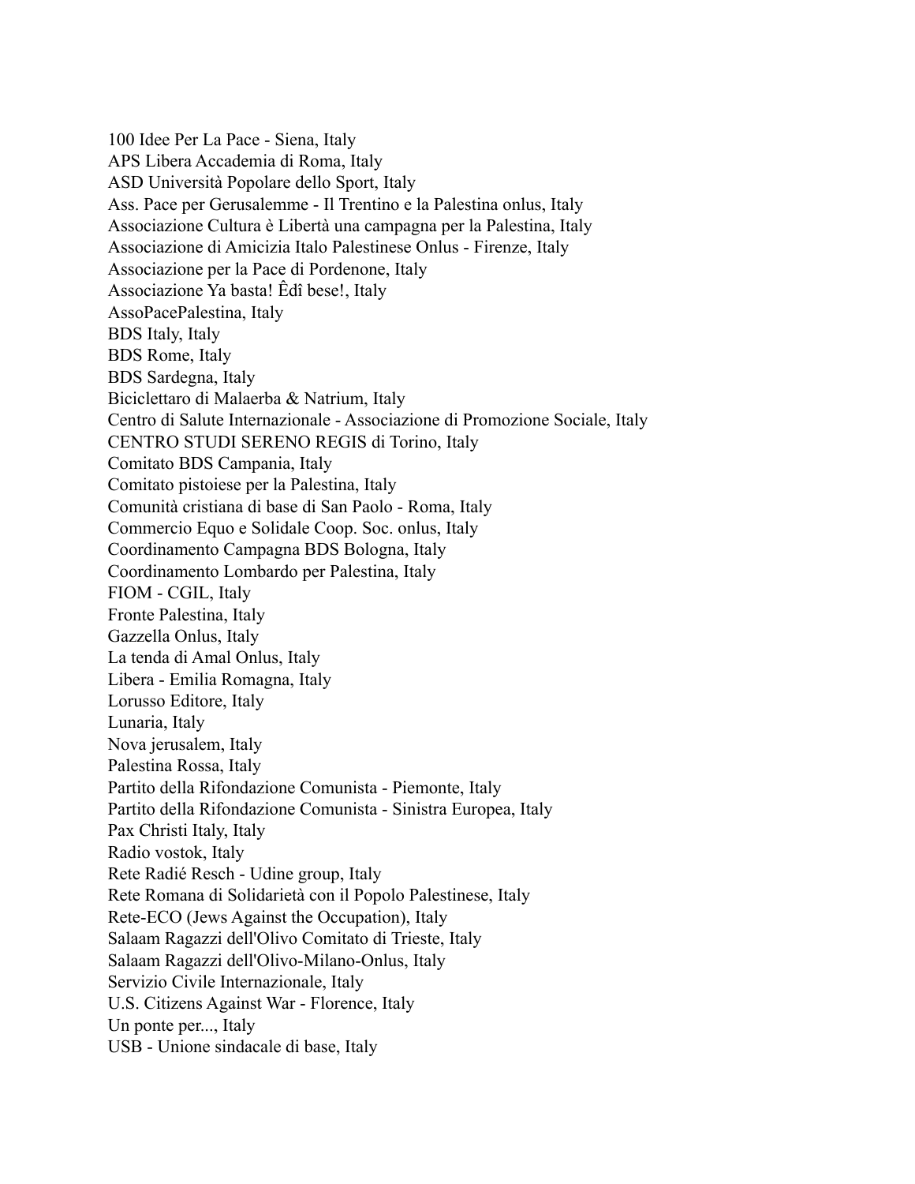100 Idee Per La Pace - Siena, Italy
APS Libera Accademia di Roma, Italy
ASD Università Popolare dello Sport, Italy
Ass. Pace per Gerusalemme - Il Trentino e la Palestina onlus, Italy
Associazione Cultura è Libertà una campagna per la Palestina, Italy
Associazione di Amicizia Italo Palestinese Onlus - Firenze, Italy
Associazione per la Pace di Pordenone, Italy
Associazione Ya basta! Êdî bese!, Italy
AssoPacePalestina, Italy
BDS Italy, Italy
BDS Rome, Italy
BDS Sardegna, Italy
Biciclettaro di Malaerba & Natrium, Italy
Centro di Salute Internazionale - Associazione di Promozione Sociale, Italy
CENTRO STUDI SERENO REGIS di Torino, Italy
Comitato BDS Campania, Italy
Comitato pistoiese per la Palestina, Italy
Comunità cristiana di base di San Paolo - Roma, Italy
Commercio Equo e Solidale Coop. Soc. onlus, Italy
Coordinamento Campagna BDS Bologna, Italy
Coordinamento Lombardo per Palestina, Italy
FIOM - CGIL, Italy
Fronte Palestina, Italy
Gazzella Onlus, Italy
La tenda di Amal Onlus, Italy
Libera - Emilia Romagna, Italy
Lorusso Editore, Italy
Lunaria, Italy
Nova jerusalem, Italy
Palestina Rossa, Italy
Partito della Rifondazione Comunista - Piemonte, Italy
Partito della Rifondazione Comunista - Sinistra Europea, Italy
Pax Christi Italy, Italy
Radio vostok, Italy
Rete Radié Resch - Udine group, Italy
Rete Romana di Solidarietà con il Popolo Palestinese, Italy
Rete-ECO (Jews Against the Occupation), Italy
Salaam Ragazzi dell'Olivo Comitato di Trieste, Italy
Salaam Ragazzi dell'Olivo-Milano-Onlus, Italy
Servizio Civile Internazionale, Italy
U.S. Citizens Against War - Florence, Italy
Un ponte per..., Italy
USB - Unione sindacale di base, Italy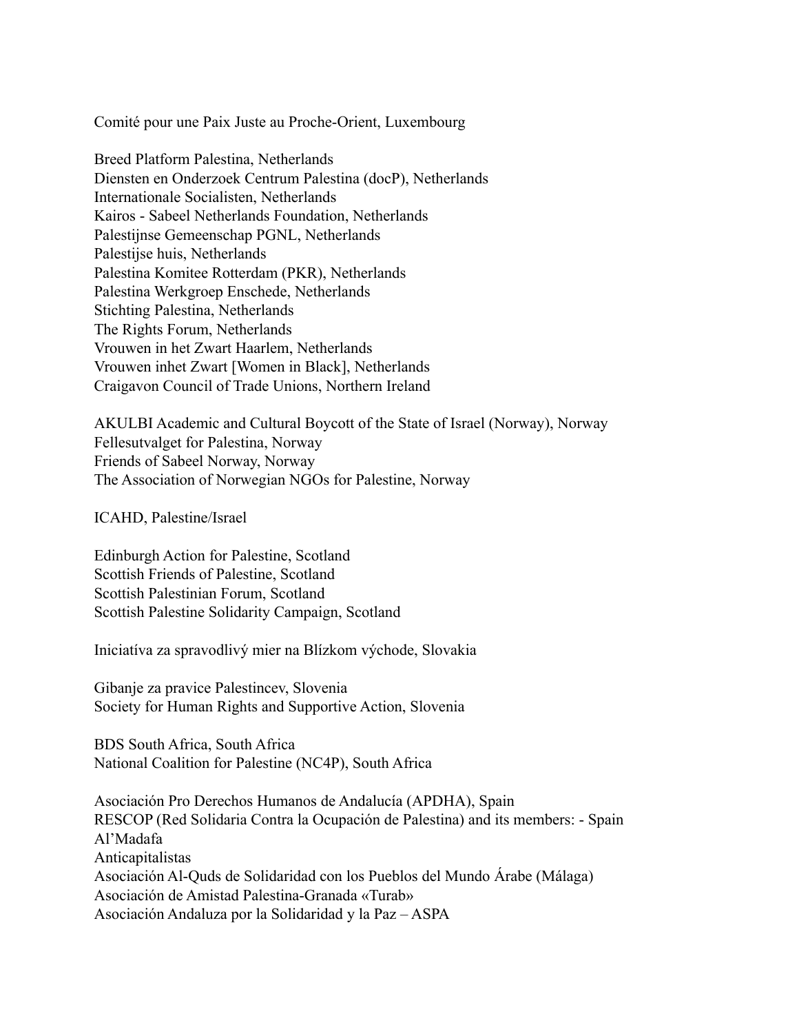Comité pour une Paix Juste au Proche-Orient, Luxembourg

Breed Platform Palestina, Netherlands
Diensten en Onderzoek Centrum Palestina (docP), Netherlands
Internationale Socialisten, Netherlands
Kairos - Sabeel Netherlands Foundation, Netherlands
Palestijnse Gemeenschap PGNL, Netherlands
Palestijse huis, Netherlands
Palestina Komitee Rotterdam (PKR), Netherlands
Palestina Werkgroep Enschede, Netherlands
Stichting Palestina, Netherlands
The Rights Forum, Netherlands
Vrouwen in het Zwart Haarlem, Netherlands
Vrouwen inhet Zwart [Women in Black], Netherlands
Craigavon Council of Trade Unions, Northern Ireland

AKULBI Academic and Cultural Boycott of the State of Israel (Norway), Norway
Fellesutvalget for Palestina, Norway
Friends of Sabeel Norway, Norway
The Association of Norwegian NGOs for Palestine, Norway

ICAHD, Palestine/Israel

Edinburgh Action for Palestine, Scotland
Scottish Friends of Palestine, Scotland
Scottish Palestinian Forum, Scotland
Scottish Palestine Solidarity Campaign, Scotland

Iniciatíva za spravodlivý mier na Blízkom východe, Slovakia

Gibanje za pravice Palestincev, Slovenia
Society for Human Rights and Supportive Action, Slovenia

BDS South Africa, South Africa
National Coalition for Palestine (NC4P), South Africa

Asociación Pro Derechos Humanos de Andalucía (APDHA), Spain
RESCOP (Red Solidaria Contra la Ocupación de Palestina) and its members: - Spain
Al'Madafa
Anticapitalistas
Asociación Al-Quds de Solidaridad con los Pueblos del Mundo Árabe (Málaga)
Asociación de Amistad Palestina-Granada «Turab»
Asociación Andaluza por la Solidaridad y la Paz – ASPA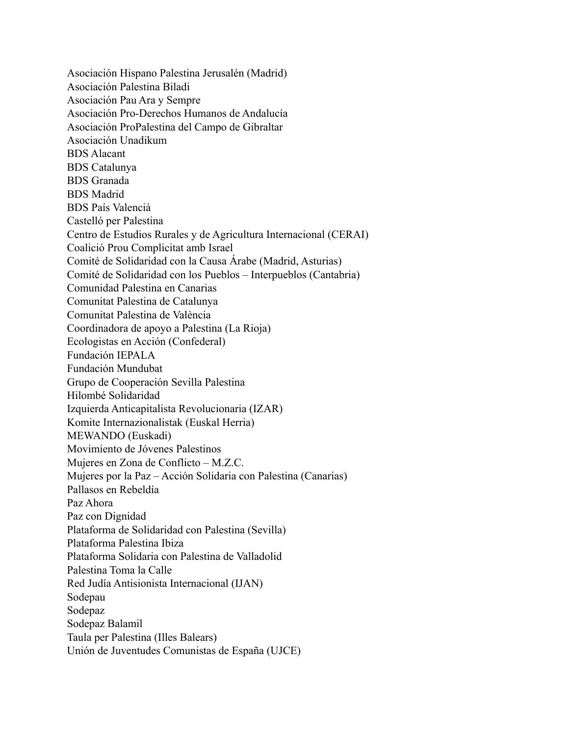Asociación Hispano Palestina Jerusalén (Madrid)
Asociación Palestina Biladi
Asociación Pau Ara y Sempre
Asociación Pro-Derechos Humanos de Andalucía
Asociación ProPalestina del Campo de Gibraltar
Asociación Unadikum
BDS Alacant
BDS Catalunya
BDS Granada
BDS Madrid
BDS País Valencià
Castelló per Palestina
Centro de Estudios Rurales y de Agricultura Internacional (CERAI)
Coalició Prou Complicitat amb Israel
Comité de Solidaridad con la Causa Árabe (Madrid, Asturias)
Comité de Solidaridad con los Pueblos – Interpueblos (Cantabria)
Comunidad Palestina en Canarias
Comunitat Palestina de Catalunya
Comunitat Palestina de València
Coordinadora de apoyo a Palestina (La Rioja)
Ecologistas en Acción (Confederal)
Fundación IEPALA
Fundación Mundubat
Grupo de Cooperación Sevilla Palestina
Hilombé Solidaridad
Izquierda Anticapitalista Revolucionaria (IZAR)
Komite Internazionalistak (Euskal Herria)
MEWANDO (Euskadi)
Movimiento de Jóvenes Palestinos
Mujeres en Zona de Conflicto – M.Z.C.
Mujeres por la Paz – Acción Solidaria con Palestina (Canarias)
Pallasos en Rebeldía
Paz Ahora
Paz con Dignidad
Plataforma de Solidaridad con Palestina (Sevilla)
Plataforma Palestina Ibiza
Plataforma Solidaria con Palestina de Valladolid
Palestina Toma la Calle
Red Judía Antisionista Internacional (IJAN)
Sodepau
Sodepaz
Sodepaz Balamil
Taula per Palestina (Illes Balears)
Unión de Juventudes Comunistas de España (UJCE)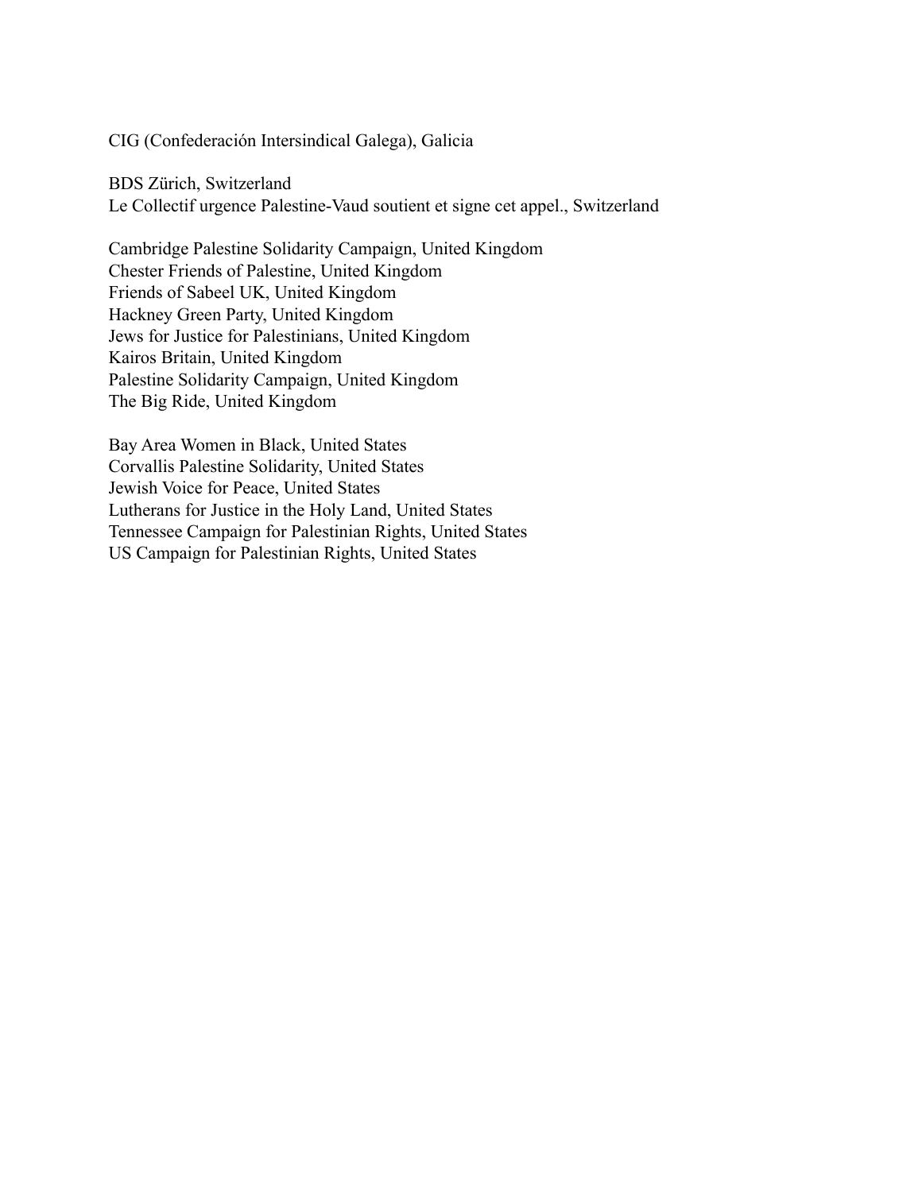CIG (Confederación Intersindical Galega), Galicia

BDS Zürich, Switzerland
Le Collectif urgence Palestine-Vaud soutient et signe cet appel., Switzerland

Cambridge Palestine Solidarity Campaign, United Kingdom
Chester Friends of Palestine, United Kingdom
Friends of Sabeel UK, United Kingdom
Hackney Green Party, United Kingdom
Jews for Justice for Palestinians, United Kingdom
Kairos Britain, United Kingdom
Palestine Solidarity Campaign, United Kingdom
The Big Ride, United Kingdom

Bay Area Women in Black, United States
Corvallis Palestine Solidarity, United States
Jewish Voice for Peace, United States
Lutherans for Justice in the Holy Land, United States
Tennessee Campaign for Palestinian Rights, United States
US Campaign for Palestinian Rights, United States